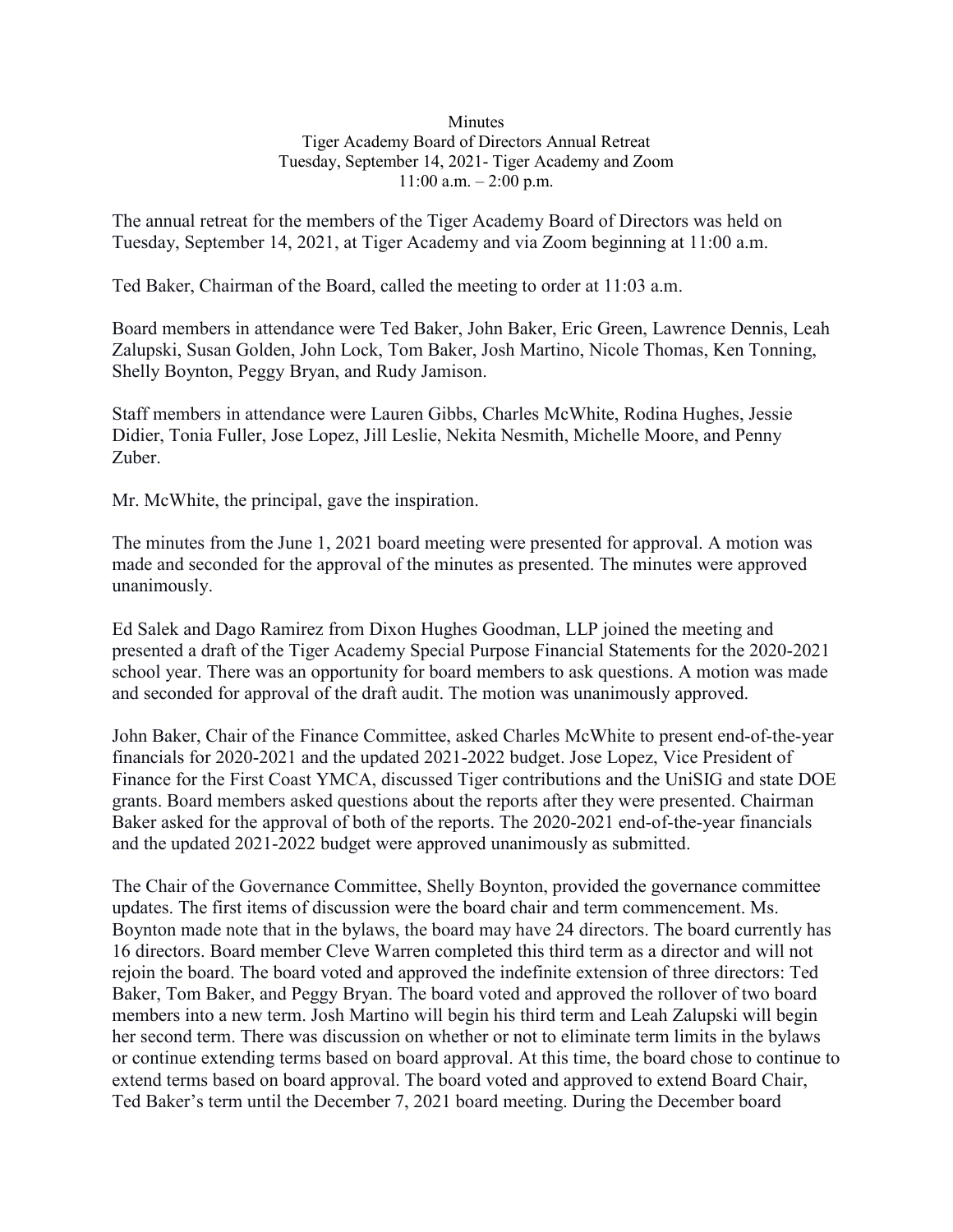Minutes
Tiger Academy Board of Directors Annual Retreat
Tuesday, September 14, 2021- Tiger Academy and Zoom
11:00 a.m. – 2:00 p.m.

The annual retreat for the members of the Tiger Academy Board of Directors was held on Tuesday, September 14, 2021, at Tiger Academy and via Zoom beginning at 11:00 a.m.

Ted Baker, Chairman of the Board, called the meeting to order at 11:03 a.m.

Board members in attendance were Ted Baker, John Baker, Eric Green, Lawrence Dennis, Leah Zalupski, Susan Golden, John Lock, Tom Baker, Josh Martino, Nicole Thomas, Ken Tonning, Shelly Boynton, Peggy Bryan, and Rudy Jamison.

Staff members in attendance were Lauren Gibbs, Charles McWhite, Rodina Hughes, Jessie Didier, Tonia Fuller, Jose Lopez, Jill Leslie, Nekita Nesmith, Michelle Moore, and Penny Zuber.

Mr. McWhite, the principal, gave the inspiration.

The minutes from the June 1, 2021 board meeting were presented for approval. A motion was made and seconded for the approval of the minutes as presented. The minutes were approved unanimously.

Ed Salek and Dago Ramirez from Dixon Hughes Goodman, LLP joined the meeting and presented a draft of the Tiger Academy Special Purpose Financial Statements for the 2020-2021 school year. There was an opportunity for board members to ask questions. A motion was made and seconded for approval of the draft audit. The motion was unanimously approved.

John Baker, Chair of the Finance Committee, asked Charles McWhite to present end-of-the-year financials for 2020-2021 and the updated 2021-2022 budget. Jose Lopez, Vice President of Finance for the First Coast YMCA, discussed Tiger contributions and the UniSIG and state DOE grants. Board members asked questions about the reports after they were presented. Chairman Baker asked for the approval of both of the reports. The 2020-2021 end-of-the-year financials and the updated 2021-2022 budget were approved unanimously as submitted.

The Chair of the Governance Committee, Shelly Boynton, provided the governance committee updates. The first items of discussion were the board chair and term commencement. Ms. Boynton made note that in the bylaws, the board may have 24 directors. The board currently has 16 directors. Board member Cleve Warren completed this third term as a director and will not rejoin the board. The board voted and approved the indefinite extension of three directors: Ted Baker, Tom Baker, and Peggy Bryan. The board voted and approved the rollover of two board members into a new term. Josh Martino will begin his third term and Leah Zalupski will begin her second term. There was discussion on whether or not to eliminate term limits in the bylaws or continue extending terms based on board approval. At this time, the board chose to continue to extend terms based on board approval. The board voted and approved to extend Board Chair, Ted Baker's term until the December 7, 2021 board meeting. During the December board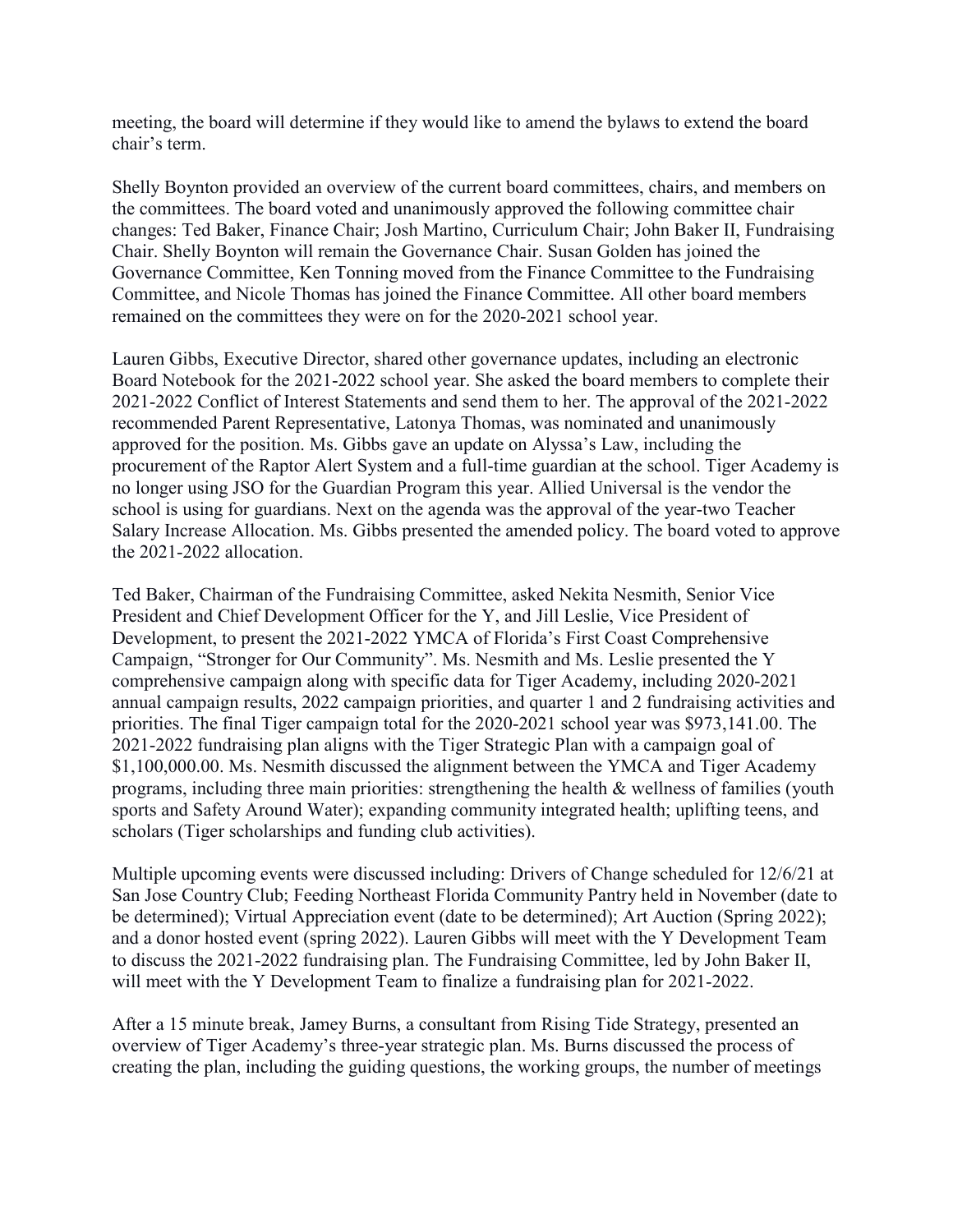meeting, the board will determine if they would like to amend the bylaws to extend the board chair's term.

Shelly Boynton provided an overview of the current board committees, chairs, and members on the committees. The board voted and unanimously approved the following committee chair changes: Ted Baker, Finance Chair; Josh Martino, Curriculum Chair; John Baker II, Fundraising Chair. Shelly Boynton will remain the Governance Chair. Susan Golden has joined the Governance Committee, Ken Tonning moved from the Finance Committee to the Fundraising Committee, and Nicole Thomas has joined the Finance Committee. All other board members remained on the committees they were on for the 2020-2021 school year.

Lauren Gibbs, Executive Director, shared other governance updates, including an electronic Board Notebook for the 2021-2022 school year. She asked the board members to complete their 2021-2022 Conflict of Interest Statements and send them to her. The approval of the 2021-2022 recommended Parent Representative, Latonya Thomas, was nominated and unanimously approved for the position. Ms. Gibbs gave an update on Alyssa's Law, including the procurement of the Raptor Alert System and a full-time guardian at the school. Tiger Academy is no longer using JSO for the Guardian Program this year. Allied Universal is the vendor the school is using for guardians. Next on the agenda was the approval of the year-two Teacher Salary Increase Allocation. Ms. Gibbs presented the amended policy. The board voted to approve the 2021-2022 allocation.

Ted Baker, Chairman of the Fundraising Committee, asked Nekita Nesmith, Senior Vice President and Chief Development Officer for the Y, and Jill Leslie, Vice President of Development, to present the 2021-2022 YMCA of Florida's First Coast Comprehensive Campaign, "Stronger for Our Community". Ms. Nesmith and Ms. Leslie presented the Y comprehensive campaign along with specific data for Tiger Academy, including 2020-2021 annual campaign results, 2022 campaign priorities, and quarter 1 and 2 fundraising activities and priorities. The final Tiger campaign total for the 2020-2021 school year was $973,141.00. The 2021-2022 fundraising plan aligns with the Tiger Strategic Plan with a campaign goal of $1,100,000.00. Ms. Nesmith discussed the alignment between the YMCA and Tiger Academy programs, including three main priorities: strengthening the health & wellness of families (youth sports and Safety Around Water); expanding community integrated health; uplifting teens, and scholars (Tiger scholarships and funding club activities).

Multiple upcoming events were discussed including: Drivers of Change scheduled for 12/6/21 at San Jose Country Club; Feeding Northeast Florida Community Pantry held in November (date to be determined); Virtual Appreciation event (date to be determined); Art Auction (Spring 2022); and a donor hosted event (spring 2022). Lauren Gibbs will meet with the Y Development Team to discuss the 2021-2022 fundraising plan. The Fundraising Committee, led by John Baker II, will meet with the Y Development Team to finalize a fundraising plan for 2021-2022.

After a 15 minute break, Jamey Burns, a consultant from Rising Tide Strategy, presented an overview of Tiger Academy's three-year strategic plan. Ms. Burns discussed the process of creating the plan, including the guiding questions, the working groups, the number of meetings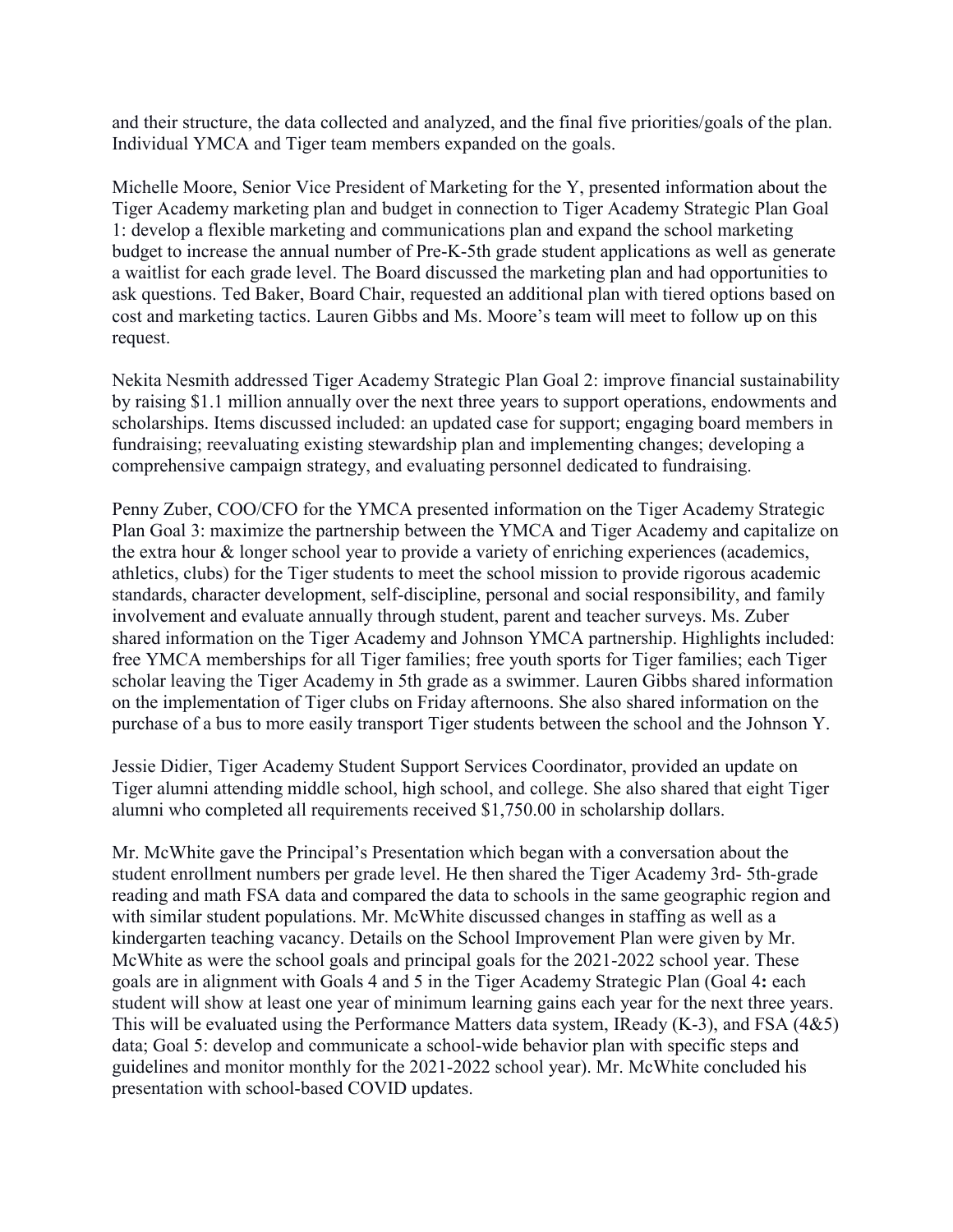and their structure, the data collected and analyzed, and the final five priorities/goals of the plan. Individual YMCA and Tiger team members expanded on the goals.

Michelle Moore, Senior Vice President of Marketing for the Y, presented information about the Tiger Academy marketing plan and budget in connection to Tiger Academy Strategic Plan Goal 1: develop a flexible marketing and communications plan and expand the school marketing budget to increase the annual number of Pre-K-5th grade student applications as well as generate a waitlist for each grade level. The Board discussed the marketing plan and had opportunities to ask questions. Ted Baker, Board Chair, requested an additional plan with tiered options based on cost and marketing tactics. Lauren Gibbs and Ms. Moore's team will meet to follow up on this request.

Nekita Nesmith addressed Tiger Academy Strategic Plan Goal 2: improve financial sustainability by raising $1.1 million annually over the next three years to support operations, endowments and scholarships. Items discussed included: an updated case for support; engaging board members in fundraising; reevaluating existing stewardship plan and implementing changes; developing a comprehensive campaign strategy, and evaluating personnel dedicated to fundraising.

Penny Zuber, COO/CFO for the YMCA presented information on the Tiger Academy Strategic Plan Goal 3: maximize the partnership between the YMCA and Tiger Academy and capitalize on the extra hour & longer school year to provide a variety of enriching experiences (academics, athletics, clubs) for the Tiger students to meet the school mission to provide rigorous academic standards, character development, self-discipline, personal and social responsibility, and family involvement and evaluate annually through student, parent and teacher surveys. Ms. Zuber shared information on the Tiger Academy and Johnson YMCA partnership. Highlights included: free YMCA memberships for all Tiger families; free youth sports for Tiger families; each Tiger scholar leaving the Tiger Academy in 5th grade as a swimmer. Lauren Gibbs shared information on the implementation of Tiger clubs on Friday afternoons. She also shared information on the purchase of a bus to more easily transport Tiger students between the school and the Johnson Y.

Jessie Didier, Tiger Academy Student Support Services Coordinator, provided an update on Tiger alumni attending middle school, high school, and college. She also shared that eight Tiger alumni who completed all requirements received $1,750.00 in scholarship dollars.

Mr. McWhite gave the Principal's Presentation which began with a conversation about the student enrollment numbers per grade level. He then shared the Tiger Academy 3rd- 5th-grade reading and math FSA data and compared the data to schools in the same geographic region and with similar student populations. Mr. McWhite discussed changes in staffing as well as a kindergarten teaching vacancy. Details on the School Improvement Plan were given by Mr. McWhite as were the school goals and principal goals for the 2021-2022 school year. These goals are in alignment with Goals 4 and 5 in the Tiger Academy Strategic Plan (Goal 4**:** each student will show at least one year of minimum learning gains each year for the next three years. This will be evaluated using the Performance Matters data system, IReady (K-3), and FSA (4&5) data; Goal 5: develop and communicate a school-wide behavior plan with specific steps and guidelines and monitor monthly for the 2021-2022 school year). Mr. McWhite concluded his presentation with school-based COVID updates.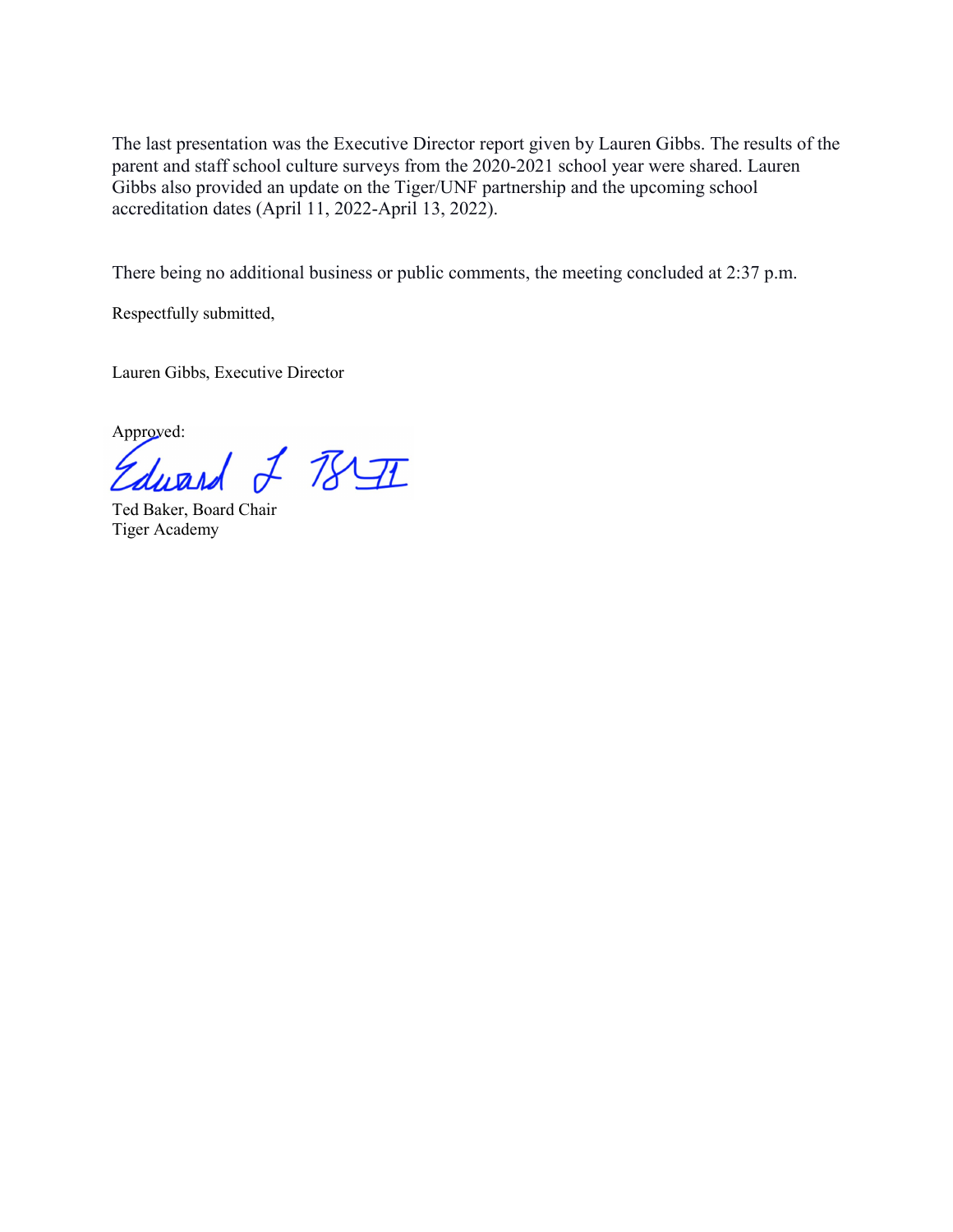The last presentation was the Executive Director report given by Lauren Gibbs. The results of the parent and staff school culture surveys from the 2020-2021 school year were shared. Lauren Gibbs also provided an update on the Tiger/UNF partnership and the upcoming school accreditation dates (April 11, 2022-April 13, 2022).

There being no additional business or public comments, the meeting concluded at 2:37 p.m.

Respectfully submitted,

Lauren Gibbs, Executive Director

Approved:

Ted Baker, Board Chair
Tiger Academy